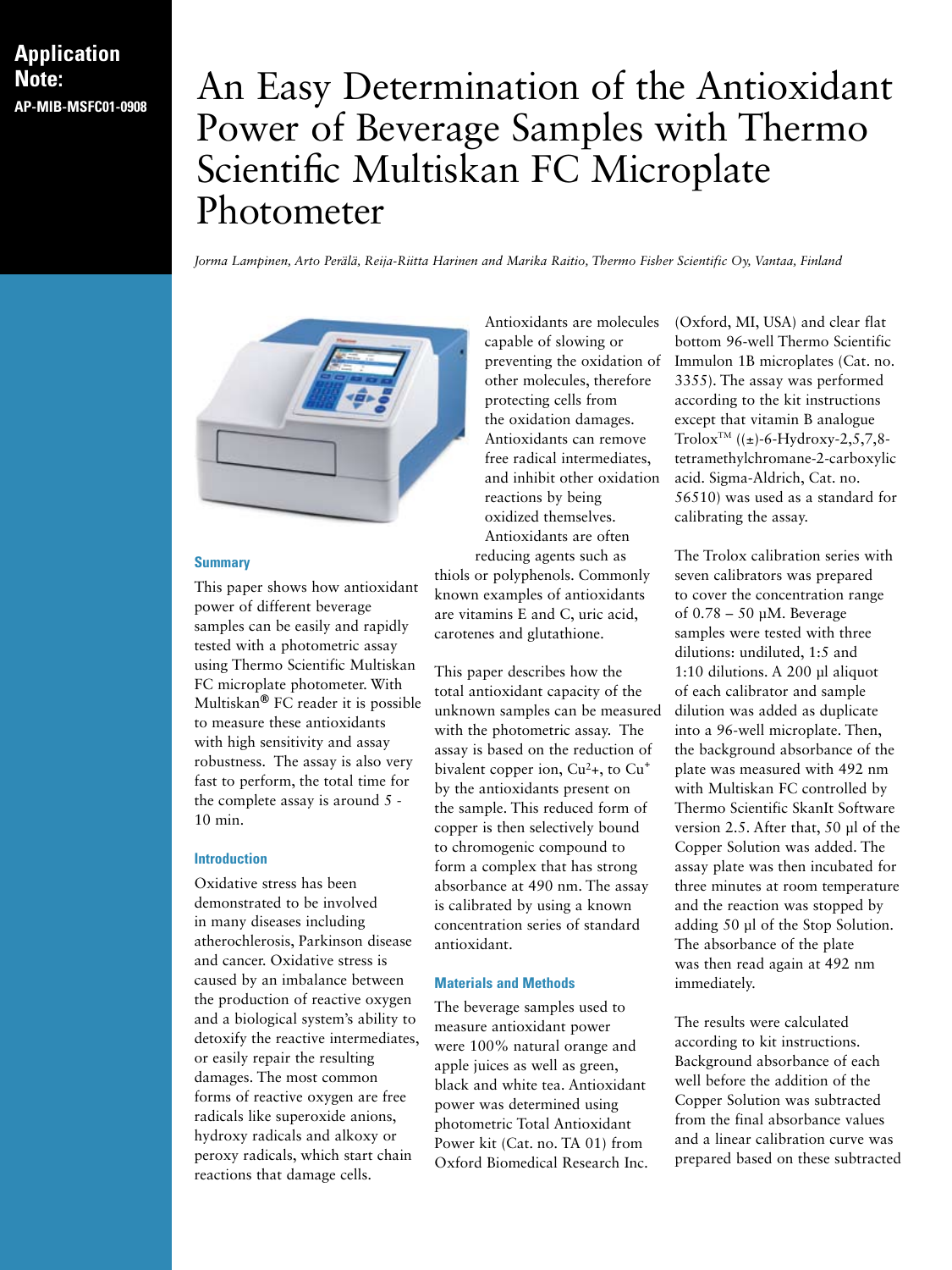**Application Note:**
**AP-MIB-MSFC01-0908**

# An Easy Determination of the Antioxidant Power of Beverage Samples with Thermo Scientific Multiskan FC Microplate Photometer

*Jorma Lampinen, Arto Perälä, Reija-Riitta Harinen and Marika Raitio, Thermo Fisher Scientific Oy, Vantaa, Finland*

## Summary

This paper shows how antioxidant power of different beverage samples can be easily and rapidly tested with a photometric assay using Thermo Scientific Multiskan FC microplate photometer. With Multiskan® FC reader it is possible to measure these antioxidants with high sensitivity and assay robustness. The assay is also very fast to perform, the total time for the complete assay is around 5 - 10 min.

## Introduction

Oxidative stress has been demonstrated to be involved in many diseases including atherochlerosis, Parkinson disease and cancer. Oxidative stress is caused by an imbalance between the production of reactive oxygen and a biological system's ability to detoxify the reactive intermediates, or easily repair the resulting damages. The most common forms of reactive oxygen are free radicals like superoxide anions, hydroxy radicals and alkoxy or peroxy radicals, which start chain reactions that damage cells.

Antioxidants are molecules capable of slowing or preventing the oxidation of other molecules, therefore protecting cells from the oxidation damages. Antioxidants can remove free radical intermediates, and inhibit other oxidation reactions by being oxidized themselves. Antioxidants are often reducing agents such as thiols or polyphenols. Commonly known examples of antioxidants are vitamins E and C, uric acid, carotenes and glutathione.

This paper describes how the total antioxidant capacity of the unknown samples can be measured with the photometric assay. The assay is based on the reduction of bivalent copper ion, $Cu^{2+}$, to $Cu^{+}$ by the antioxidants present on the sample. This reduced form of copper is then selectively bound to chromogenic compound to form a complex that has strong absorbance at 490 nm. The assay is calibrated by using a known concentration series of standard antioxidant.

## Materials and Methods

The beverage samples used to measure antioxidant power were 100% natural orange and apple juices as well as green, black and white tea. Antioxidant power was determined using photometric Total Antioxidant Power kit (Cat. no. TA 01) from Oxford Biomedical Research Inc. (Oxford, MI, USA) and clear flat bottom 96-well Thermo Scientific Immulon 1B microplates (Cat. no. 3355). The assay was performed according to the kit instructions except that vitamin B analogue Trolox™ ((±)-6-Hydroxy-2,5,7,8-tetramethylchromane-2-carboxylic acid. Sigma-Aldrich, Cat. no. 56510) was used as a standard for calibrating the assay.

The Trolox calibration series with seven calibrators was prepared to cover the concentration range of 0.78 – 50 µM. Beverage samples were tested with three dilutions: undiluted, 1:5 and 1:10 dilutions. A 200 µl aliquot of each calibrator and sample dilution was added as duplicate into a 96-well microplate. Then, the background absorbance of the plate was measured with 492 nm with Multiskan FC controlled by Thermo Scientific SkanIt Software version 2.5. After that, 50 µl of the Copper Solution was added. The assay plate was then incubated for three minutes at room temperature and the reaction was stopped by adding 50 µl of the Stop Solution. The absorbance of the plate was then read again at 492 nm immediately.

The results were calculated according to kit instructions. Background absorbance of each well before the addition of the Copper Solution was subtracted from the final absorbance values and a linear calibration curve was prepared based on these subtracted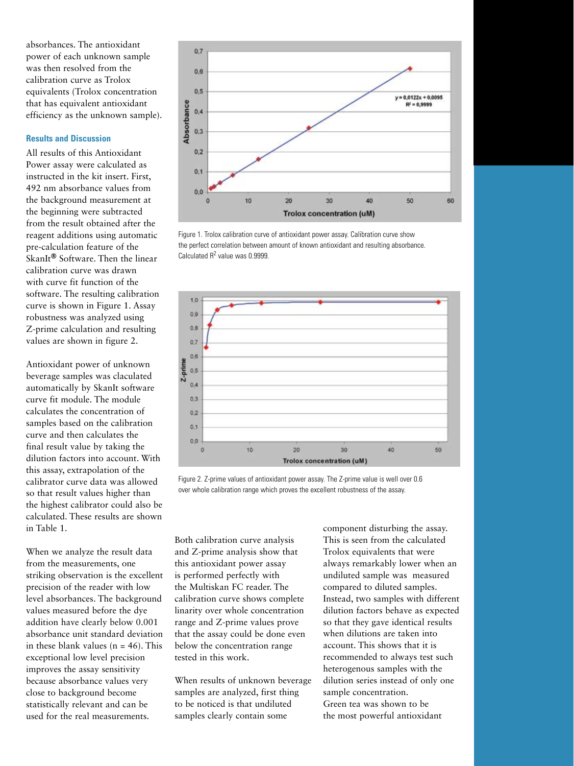absorbances. The antioxidant power of each unknown sample was then resolved from the calibration curve as Trolox equivalents (Trolox concentration that has equivalent antioxidant efficiency as the unknown sample).

## Results and Discussion

All results of this Antioxidant Power assay were calculated as instructed in the kit insert. First, 492 nm absorbance values from the background measurement at the beginning were subtracted from the result obtained after the reagent additions using automatic pre-calculation feature of the SkanIt® Software. Then the linear calibration curve was drawn with curve fit function of the software. The resulting calibration curve is shown in Figure 1. Assay robustness was analyzed using Z-prime calculation and resulting values are shown in figure 2.

Antioxidant power of unknown beverage samples was claculated automatically by SkanIt software curve fit module. The module calculates the concentration of samples based on the calibration curve and then calculates the final result value by taking the dilution factors into account. With this assay, extrapolation of the calibrator curve data was allowed so that result values higher than the highest calibrator could also be calculated. These results are shown in Table 1.

When we analyze the result data from the measurements, one striking observation is the excellent precision of the reader with low level absorbances. The background values measured before the dye addition have clearly below 0.001 absorbance unit standard deviation in these blank values (n = 46). This exceptional low level precision improves the assay sensitivity because absorbance values very close to background become statistically relevant and can be used for the real measurements.

Figure 1. Trolox calibration curve of antioxidant power assay. Calibration curve show the perfect correlation between amount of known antioxidant and resulting absorbance. Calculated $R^2$ value was 0.9999.

Figure 2. Z-prime values of antioxidant power assay. The Z-prime value is well over 0.6 over whole calibration range which proves the excellent robustness of the assay.

Both calibration curve analysis and Z-prime analysis show that this antioxidant power assay is performed perfectly with the Multiskan FC reader. The calibration curve shows complete linarity over whole concentration range and Z-prime values prove that the assay could be done even below the concentration range tested in this work.

When results of unknown beverage samples are analyzed, first thing to be noticed is that undiluted samples clearly contain some component disturbing the assay. This is seen from the calculated Trolox equivalents that were always remarkably lower when an undiluted sample was measured compared to diluted samples. Instead, two samples with different dilution factors behave as expected so that they gave identical results when dilutions are taken into account. This shows that it is recommended to always test such heterogenous samples with the dilution series instead of only one sample concentration.
Green tea was shown to be the most powerful antioxidant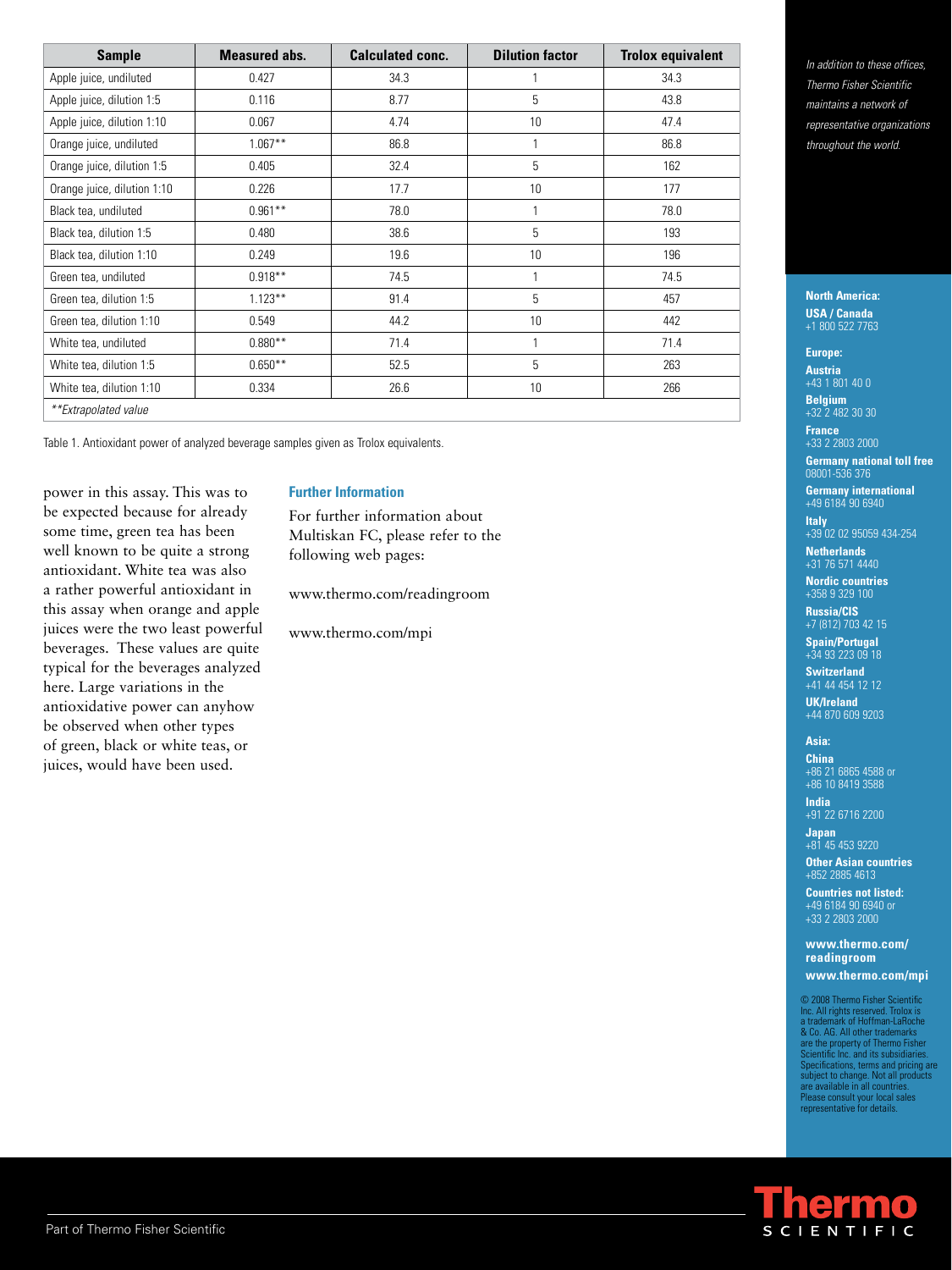| Sample | Measured abs. | Calculated conc. | Dilution factor | Trolox equivalent |
|---|---|---|---|---|
| Apple juice, undiluted | 0.427 | 34.3 | 1 | 34.3 |
| Apple juice, dilution 1:5 | 0.116 | 8.77 | 5 | 43.8 |
| Apple juice, dilution 1:10 | 0.067 | 4.74 | 10 | 47.4 |
| Orange juice, undiluted | 1.067** | 86.8 | 1 | 86.8 |
| Orange juice, dilution 1:5 | 0.405 | 32.4 | 5 | 162 |
| Orange juice, dilution 1:10 | 0.226 | 17.7 | 10 | 177 |
| Black tea, undiluted | 0.961** | 78.0 | 1 | 78.0 |
| Black tea, dilution 1:5 | 0.480 | 38.6 | 5 | 193 |
| Black tea, dilution 1:10 | 0.249 | 19.6 | 10 | 196 |
| Green tea, undiluted | 0.918** | 74.5 | 1 | 74.5 |
| Green tea, dilution 1:5 | 1.123** | 91.4 | 5 | 457 |
| Green tea, dilution 1:10 | 0.549 | 44.2 | 10 | 442 |
| White tea, undiluted | 0.880** | 71.4 | 1 | 71.4 |
| White tea, dilution 1:5 | 0.650** | 52.5 | 5 | 263 |
| White tea, dilution 1:10 | 0.334 | 26.6 | 10 | 266 |
| *\*\*Extrapolated value* | | | | |

Table 1. Antioxidant power of analyzed beverage samples given as Trolox equivalents.

power in this assay. This was to be expected because for already some time, green tea has been well known to be quite a strong antioxidant. White tea was also a rather powerful antioxidant in this assay when orange and apple juices were the two least powerful beverages. These values are quite typical for the beverages analyzed here. Large variations in the antioxidative power can anyhow be observed when other types of green, black or white teas, or juices, would have been used.

### Further Information

For further information about Multiskan FC, please refer to the following web pages:

www.thermo.com/readingroom

www.thermo.com/mpi

*In addition to these offices, Thermo Fisher Scientific maintains a network of representative organizations throughout the world.*

**North America:**

**USA / Canada**
+1 800 522 7763

**Europe:**

**Austria**
+43 1 801 40 0

**Belgium**
+32 2 482 30 30

**France**
+33 2 2803 2000

**Germany national toll free**
08001-536 376

**Germany international**
+49 6184 90 6940

**Italy**
+39 02 02 95059 434-254

**Netherlands**
+31 76 571 4440

**Nordic countries**
+358 9 329 100

**Russia/CIS**
+7 (812) 703 42 15

**Spain/Portugal**
+34 93 223 09 18

**Switzerland**
+41 44 454 12 12

**UK/Ireland**
+44 870 609 9203

**Asia:**

**China**
+86 21 6865 4588 or
+86 10 8419 3588

**India**
+91 22 6716 2200

**Japan**
+81 45 453 9220

**Other Asian countries**
+852 2885 4613

**Countries not listed:**
+49 6184 90 6940 or
+33 2 2803 2000

**www.thermo.com/readingroom**

**www.thermo.com/mpi**

© 2008 Thermo Fisher Scientific Inc. All rights reserved. Trolox is a trademark of Hoffman-LaRoche & Co. AG. All other trademarks are the property of Thermo Fisher Scientific Inc. and its subsidiaries. Specifications, terms and pricing are subject to change. Not all products are available in all countries. Please consult your local sales representative for details.

Part of Thermo Fisher Scientific

Thermo SCIENTIFIC